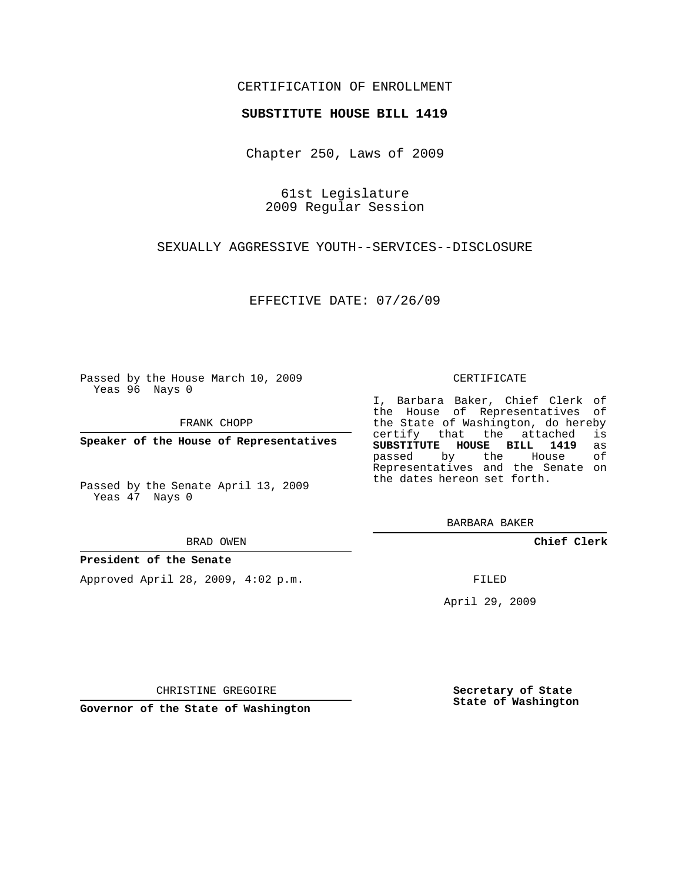CERTIFICATION OF ENROLLMENT

**SUBSTITUTE HOUSE BILL 1419**

Chapter 250, Laws of 2009

61st Legislature
2009 Regular Session

SEXUALLY AGGRESSIVE YOUTH--SERVICES--DISCLOSURE

EFFECTIVE DATE: 07/26/09

Passed by the House March 10, 2009
Yeas 96 Nays 0

FRANK CHOPP

**Speaker of the House of Representatives**

Passed by the Senate April 13, 2009
Yeas 47 Nays 0

BRAD OWEN

**President of the Senate**

Approved April 28, 2009, 4:02 p.m.

CHRISTINE GREGOIRE

**Governor of the State of Washington**

CERTIFICATE

I, Barbara Baker, Chief Clerk of the House of Representatives of the State of Washington, do hereby certify that the attached is **SUBSTITUTE HOUSE BILL 1419** as passed by the House of Representatives and the Senate on the dates hereon set forth.

BARBARA BAKER

**Chief Clerk**

FILED

April 29, 2009

**Secretary of State**
**State of Washington**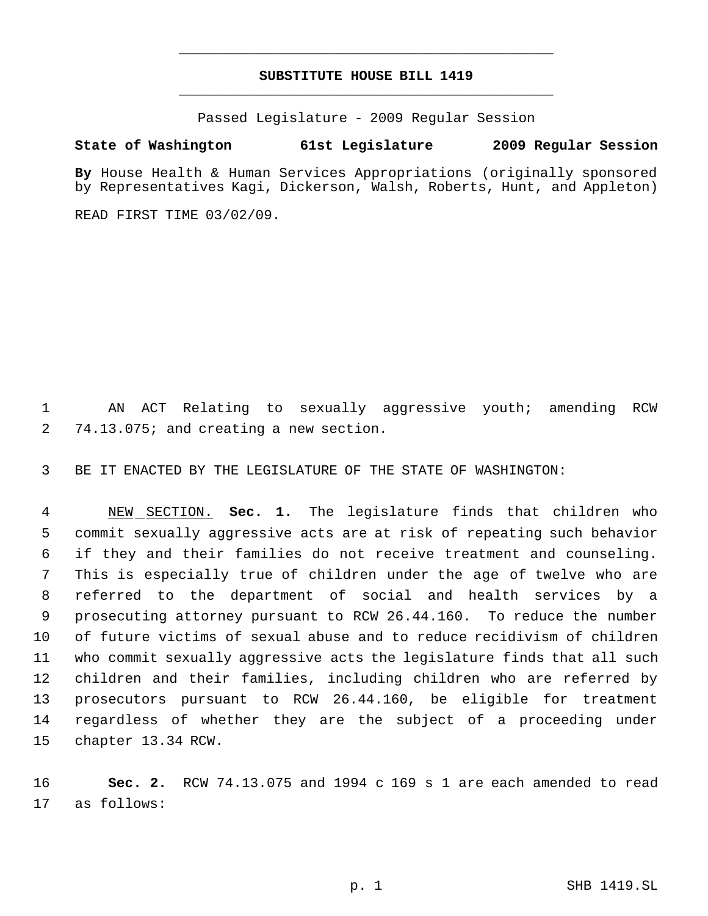# SUBSTITUTE HOUSE BILL 1419

Passed Legislature - 2009 Regular Session

**State of Washington 61st Legislature 2009 Regular Session**

**By** House Health & Human Services Appropriations (originally sponsored by Representatives Kagi, Dickerson, Walsh, Roberts, Hunt, and Appleton)

READ FIRST TIME 03/02/09.

1 AN ACT Relating to sexually aggressive youth; amending RCW
2 74.13.075; and creating a new section.

3 BE IT ENACTED BY THE LEGISLATURE OF THE STATE OF WASHINGTON:

4 NEW SECTION. **Sec. 1.** The legislature finds that children who
5 commit sexually aggressive acts are at risk of repeating such behavior
6 if they and their families do not receive treatment and counseling.
7 This is especially true of children under the age of twelve who are
8 referred to the department of social and health services by a
9 prosecuting attorney pursuant to RCW 26.44.160. To reduce the number
10 of future victims of sexual abuse and to reduce recidivism of children
11 who commit sexually aggressive acts the legislature finds that all such
12 children and their families, including children who are referred by
13 prosecutors pursuant to RCW 26.44.160, be eligible for treatment
14 regardless of whether they are the subject of a proceeding under
15 chapter 13.34 RCW.

16 **Sec. 2.** RCW 74.13.075 and 1994 c 169 s 1 are each amended to read
17 as follows: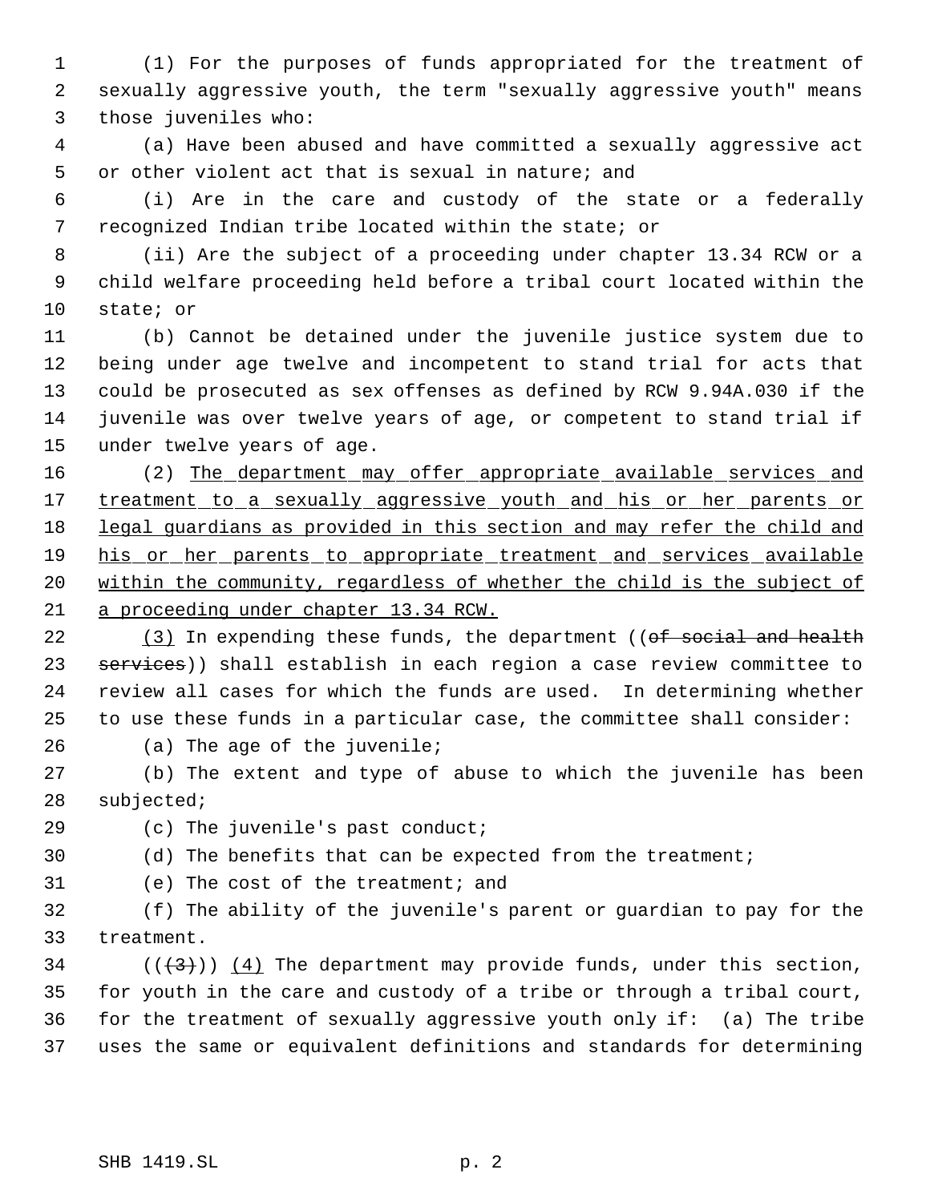(1) For the purposes of funds appropriated for the treatment of sexually aggressive youth, the term "sexually aggressive youth" means those juveniles who:

(a) Have been abused and have committed a sexually aggressive act or other violent act that is sexual in nature; and

(i) Are in the care and custody of the state or a federally recognized Indian tribe located within the state; or

(ii) Are the subject of a proceeding under chapter 13.34 RCW or a child welfare proceeding held before a tribal court located within the state; or

(b) Cannot be detained under the juvenile justice system due to being under age twelve and incompetent to stand trial for acts that could be prosecuted as sex offenses as defined by RCW 9.94A.030 if the juvenile was over twelve years of age, or competent to stand trial if under twelve years of age.

(2) <u>The department may offer appropriate available services and treatment to a sexually aggressive youth and his or her parents or legal guardians as provided in this section and may refer the child and his or her parents to appropriate treatment and services available within the community, regardless of whether the child is the subject of a proceeding under chapter 13.34 RCW.</u>

<u>(3)</u> In expending these funds, the department ((~~of social and health services~~)) shall establish in each region a case review committee to review all cases for which the funds are used. In determining whether to use these funds in a particular case, the committee shall consider:

(a) The age of the juvenile;

(b) The extent and type of abuse to which the juvenile has been subjected;

(c) The juvenile's past conduct;

(d) The benefits that can be expected from the treatment;

(e) The cost of the treatment; and

(f) The ability of the juvenile's parent or guardian to pay for the treatment.

((~~(3)~~)) <u>(4)</u> The department may provide funds, under this section, for youth in the care and custody of a tribe or through a tribal court, for the treatment of sexually aggressive youth only if: (a) The tribe uses the same or equivalent definitions and standards for determining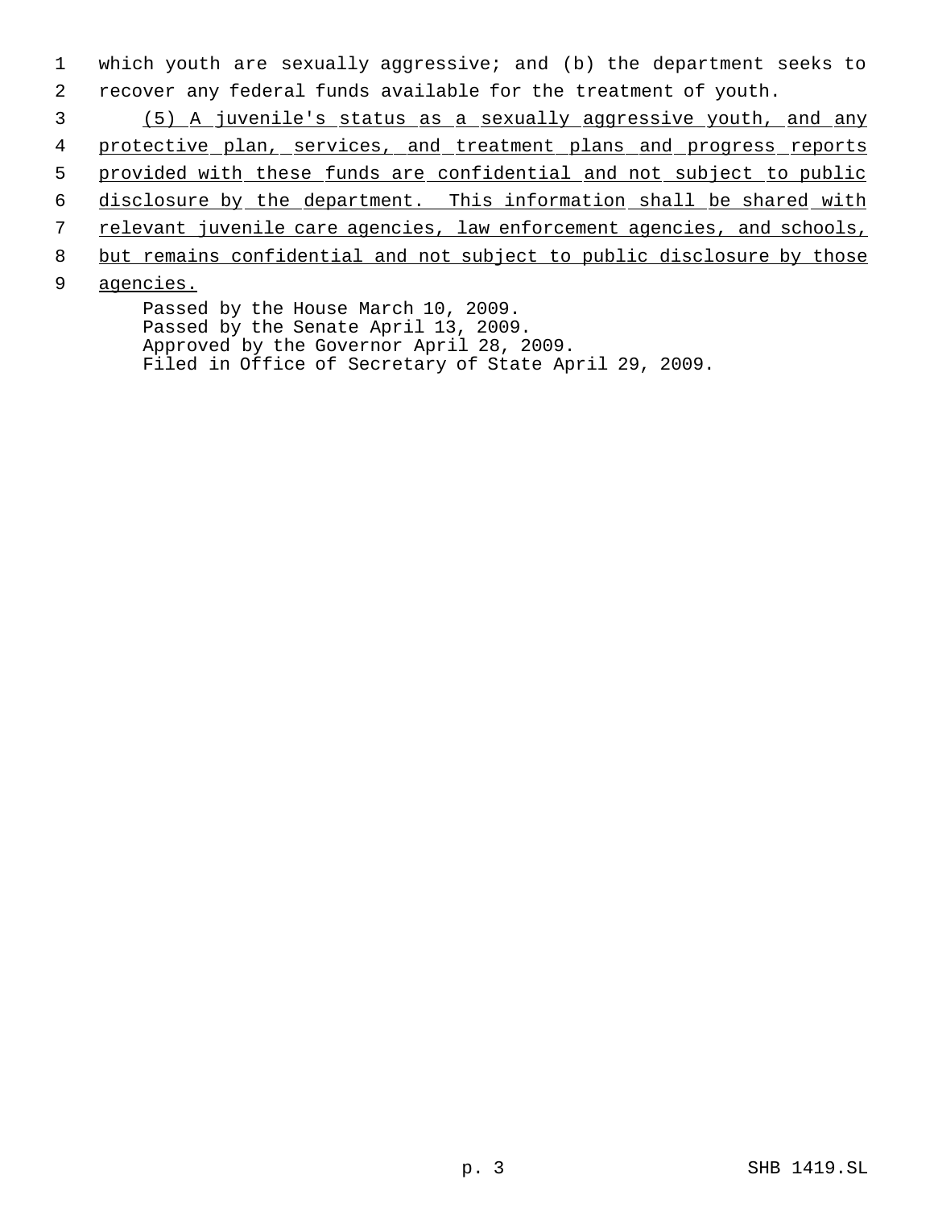which youth are sexually aggressive; and (b) the department seeks to recover any federal funds available for the treatment of youth.

<u>(5) A juvenile's status as a sexually aggressive youth, and any protective plan, services, and treatment plans and progress reports provided with these funds are confidential and not subject to public disclosure by the department. This information shall be shared with relevant juvenile care agencies, law enforcement agencies, and schools, but remains confidential and not subject to public disclosure by those agencies.</u>

Passed by the House March 10, 2009.
Passed by the Senate April 13, 2009.
Approved by the Governor April 28, 2009.
Filed in Office of Secretary of State April 29, 2009.